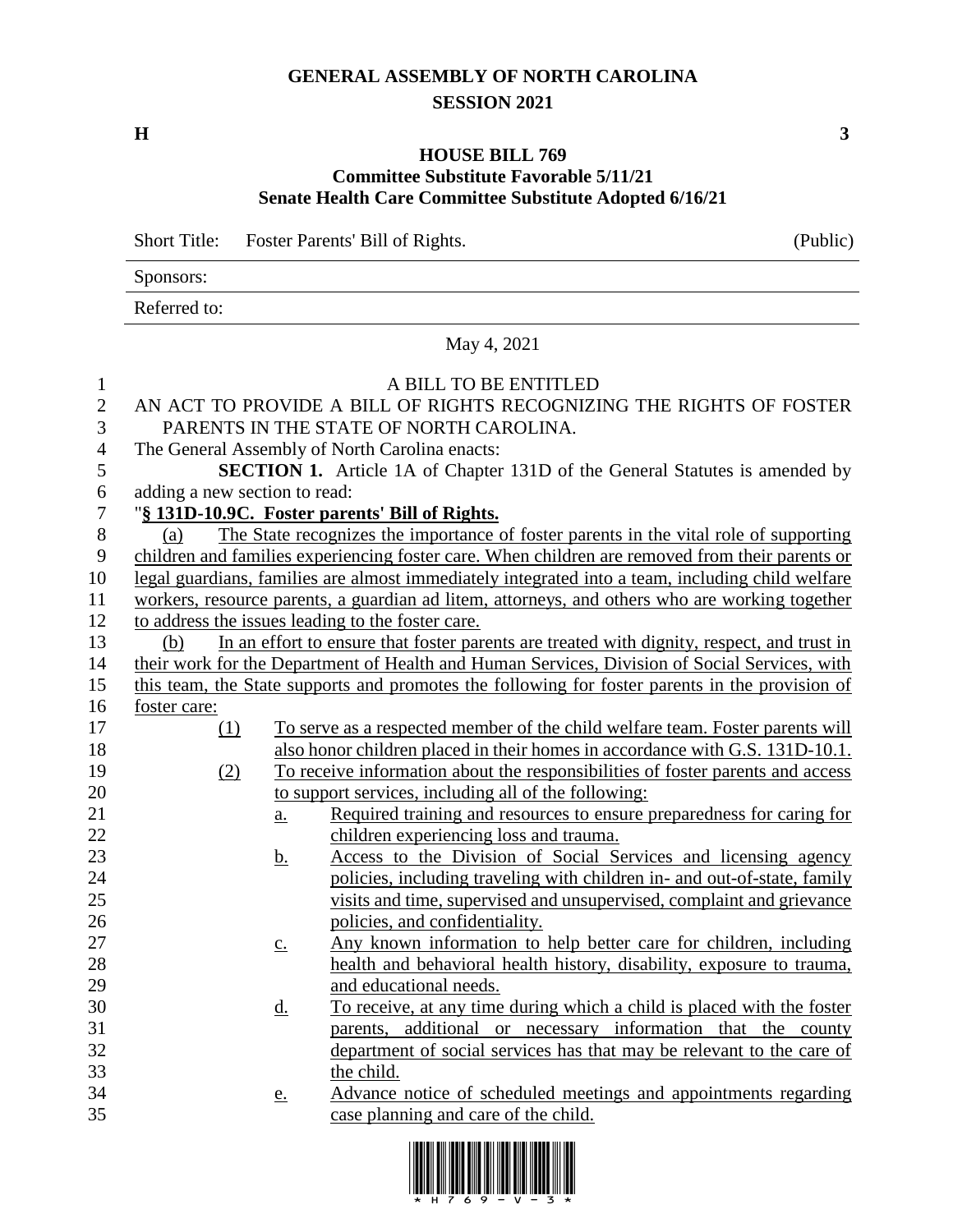**GENERAL ASSEMBLY OF NORTH CAROLINA**
**SESSION 2021**

**H** **3**

**HOUSE BILL 769**
**Committee Substitute Favorable 5/11/21**
**Senate Health Care Committee Substitute Adopted 6/16/21**

Short Title: Foster Parents' Bill of Rights. (Public)

Sponsors:

Referred to:

May 4, 2021

A BILL TO BE ENTITLED

AN ACT TO PROVIDE A BILL OF RIGHTS RECOGNIZING THE RIGHTS OF FOSTER PARENTS IN THE STATE OF NORTH CAROLINA.

The General Assembly of North Carolina enacts:

**SECTION 1.** Article 1A of Chapter 131D of the General Statutes is amended by adding a new section to read:

"**§ 131D-10.9C. Foster parents' Bill of Rights.**

(a) The State recognizes the importance of foster parents in the vital role of supporting children and families experiencing foster care. When children are removed from their parents or legal guardians, families are almost immediately integrated into a team, including child welfare workers, resource parents, a guardian ad litem, attorneys, and others who are working together to address the issues leading to the foster care.

(b) In an effort to ensure that foster parents are treated with dignity, respect, and trust in their work for the Department of Health and Human Services, Division of Social Services, with this team, the State supports and promotes the following for foster parents in the provision of foster care:

(1) To serve as a respected member of the child welfare team. Foster parents will also honor children placed in their homes in accordance with G.S. 131D-10.1.

(2) To receive information about the responsibilities of foster parents and access to support services, including all of the following:

a. Required training and resources to ensure preparedness for caring for children experiencing loss and trauma.

b. Access to the Division of Social Services and licensing agency policies, including traveling with children in- and out-of-state, family visits and time, supervised and unsupervised, complaint and grievance policies, and confidentiality.

c. Any known information to help better care for children, including health and behavioral health history, disability, exposure to trauma, and educational needs.

d. To receive, at any time during which a child is placed with the foster parents, additional or necessary information that the county department of social services has that may be relevant to the care of the child.

e. Advance notice of scheduled meetings and appointments regarding case planning and care of the child.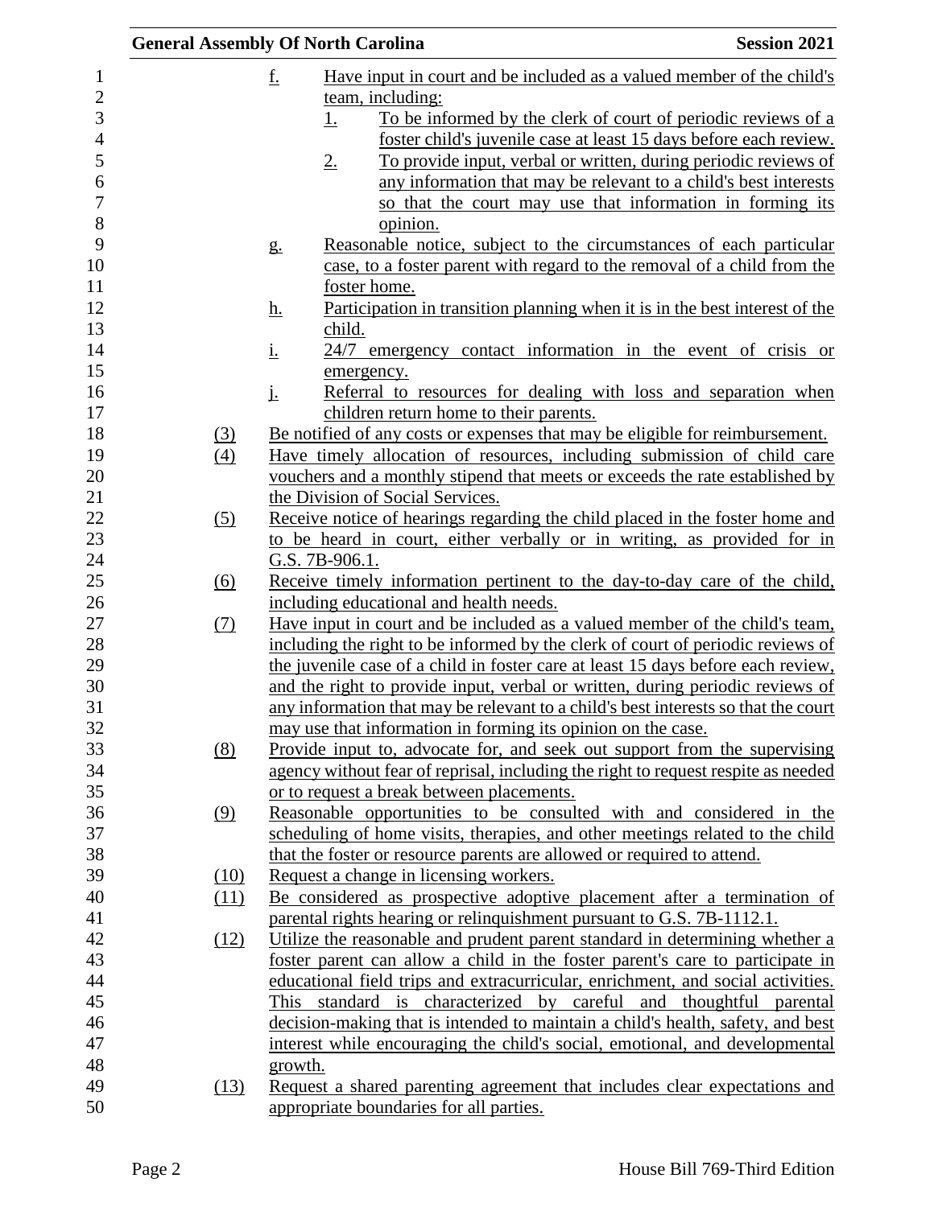f. Have input in court and be included as a valued member of the child's team, including:

1. To be informed by the clerk of court of periodic reviews of a foster child's juvenile case at least 15 days before each review.
2. To provide input, verbal or written, during periodic reviews of any information that may be relevant to a child's best interests so that the court may use that information in forming its opinion.

g. Reasonable notice, subject to the circumstances of each particular case, to a foster parent with regard to the removal of a child from the foster home.

h. Participation in transition planning when it is in the best interest of the child.

i. 24/7 emergency contact information in the event of crisis or emergency.

j. Referral to resources for dealing with loss and separation when children return home to their parents.

(3) Be notified of any costs or expenses that may be eligible for reimbursement.

(4) Have timely allocation of resources, including submission of child care vouchers and a monthly stipend that meets or exceeds the rate established by the Division of Social Services.

(5) Receive notice of hearings regarding the child placed in the foster home and to be heard in court, either verbally or in writing, as provided for in G.S. 7B-906.1.

(6) Receive timely information pertinent to the day-to-day care of the child, including educational and health needs.

(7) Have input in court and be included as a valued member of the child's team, including the right to be informed by the clerk of court of periodic reviews of the juvenile case of a child in foster care at least 15 days before each review, and the right to provide input, verbal or written, during periodic reviews of any information that may be relevant to a child's best interests so that the court may use that information in forming its opinion on the case.

(8) Provide input to, advocate for, and seek out support from the supervising agency without fear of reprisal, including the right to request respite as needed or to request a break between placements.

(9) Reasonable opportunities to be consulted with and considered in the scheduling of home visits, therapies, and other meetings related to the child that the foster or resource parents are allowed or required to attend.

(10) Request a change in licensing workers.

(11) Be considered as prospective adoptive placement after a termination of parental rights hearing or relinquishment pursuant to G.S. 7B-1112.1.

(12) Utilize the reasonable and prudent parent standard in determining whether a foster parent can allow a child in the foster parent's care to participate in educational field trips and extracurricular, enrichment, and social activities. This standard is characterized by careful and thoughtful parental decision-making that is intended to maintain a child's health, safety, and best interest while encouraging the child's social, emotional, and developmental growth.

(13) Request a shared parenting agreement that includes clear expectations and appropriate boundaries for all parties.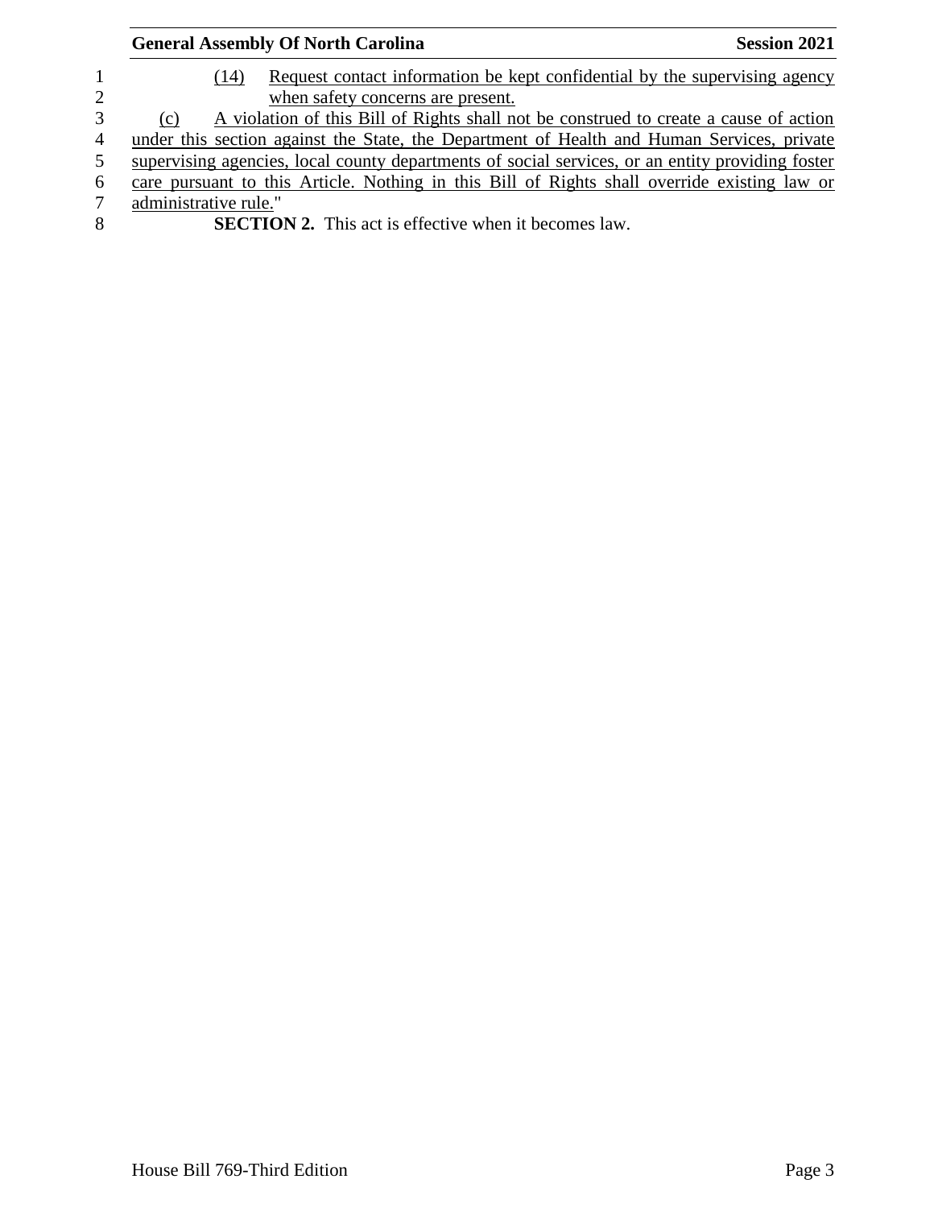(14) Request contact information be kept confidential by the supervising agency when safety concerns are present.

(c) A violation of this Bill of Rights shall not be construed to create a cause of action under this section against the State, the Department of Health and Human Services, private supervising agencies, local county departments of social services, or an entity providing foster care pursuant to this Article. Nothing in this Bill of Rights shall override existing law or administrative rule."

**SECTION 2.** This act is effective when it becomes law.